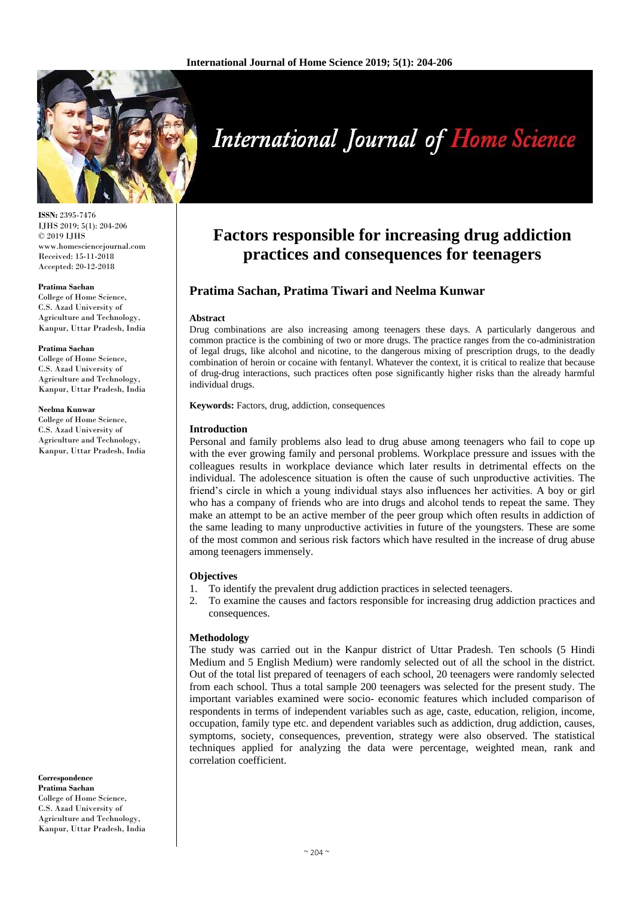# Factors responsible for increasing drug addiction practices and consequences for teenagers

**Pratima Sachan, Pratima Tiwari and Neelma Kunwar**

ISSN: 2395-7476
IJHS 2019; 5(1): 204-206
© 2019 IJHS
www.homesciencejournal.com
Received: 15-11-2018
Accepted: 20-12-2018

**Pratima Sachan**
College of Home Science, C.S. Azad University of Agriculture and Technology, Kanpur, Uttar Pradesh, India

**Pratima Sachan**
College of Home Science, C.S. Azad University of Agriculture and Technology, Kanpur, Uttar Pradesh, India

**Neelma Kunwar**
College of Home Science, C.S. Azad University of Agriculture and Technology, Kanpur, Uttar Pradesh, India

**Correspondence**
**Pratima Sachan**
College of Home Science, C.S. Azad University of Agriculture and Technology, Kanpur, Uttar Pradesh, India

## Abstract

Drug combinations are also increasing among teenagers these days. A particularly dangerous and common practice is the combining of two or more drugs. The practice ranges from the co-administration of legal drugs, like alcohol and nicotine, to the dangerous mixing of prescription drugs, to the deadly combination of heroin or cocaine with fentanyl. Whatever the context, it is critical to realize that because of drug-drug interactions, such practices often pose significantly higher risks than the already harmful individual drugs.

**Keywords:** Factors, drug, addiction, consequences

## Introduction

Personal and family problems also lead to drug abuse among teenagers who fail to cope up with the ever growing family and personal problems. Workplace pressure and issues with the colleagues results in workplace deviance which later results in detrimental effects on the individual. The adolescence situation is often the cause of such unproductive activities. The friend's circle in which a young individual stays also influences her activities. A boy or girl who has a company of friends who are into drugs and alcohol tends to repeat the same. They make an attempt to be an active member of the peer group which often results in addiction of the same leading to many unproductive activities in future of the youngsters. These are some of the most common and serious risk factors which have resulted in the increase of drug abuse among teenagers immensely.

## Objectives

1. To identify the prevalent drug addiction practices in selected teenagers.
2. To examine the causes and factors responsible for increasing drug addiction practices and consequences.

## Methodology

The study was carried out in the Kanpur district of Uttar Pradesh. Ten schools (5 Hindi Medium and 5 English Medium) were randomly selected out of all the school in the district. Out of the total list prepared of teenagers of each school, 20 teenagers were randomly selected from each school. Thus a total sample 200 teenagers was selected for the present study. The important variables examined were socio- economic features which included comparison of respondents in terms of independent variables such as age, caste, education, religion, income, occupation, family type etc. and dependent variables such as addiction, drug addiction, causes, symptoms, society, consequences, prevention, strategy were also observed. The statistical techniques applied for analyzing the data were percentage, weighted mean, rank and correlation coefficient.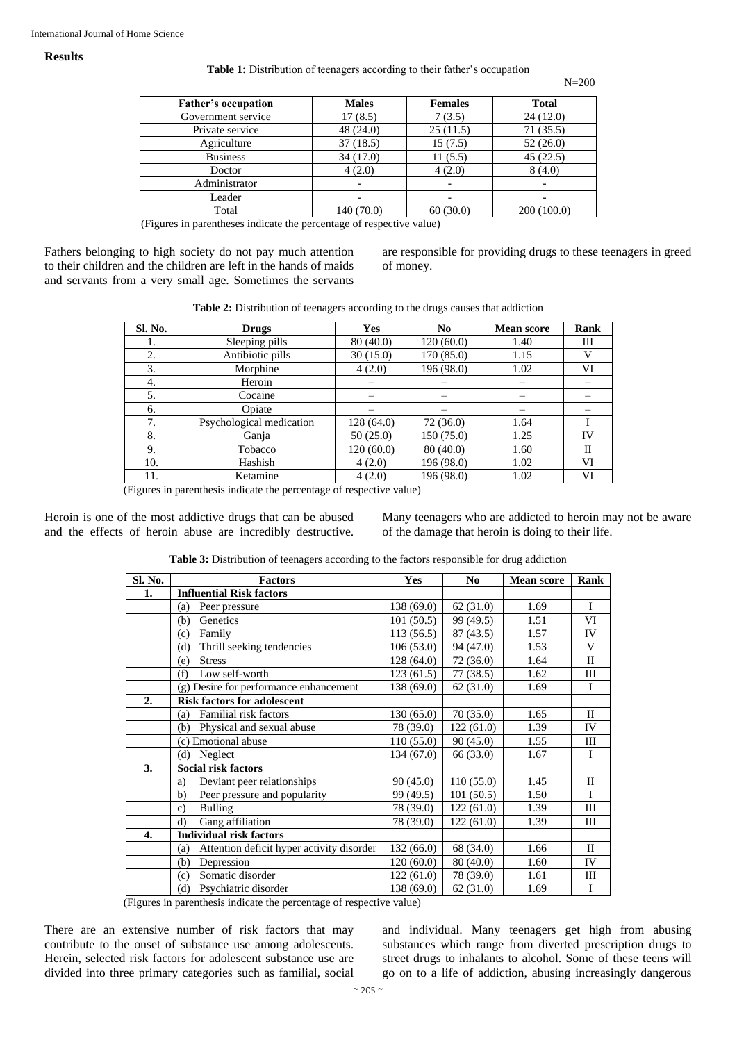## Results

**Table 1:** Distribution of teenagers according to their father's occupation

N=200

| Father's occupation | Males | Females | Total |
|---|---|---|---|
| Government service | 17 (8.5) | 7 (3.5) | 24 (12.0) |
| Private service | 48 (24.0) | 25 (11.5) | 71 (35.5) |
| Agriculture | 37 (18.5) | 15 (7.5) | 52 (26.0) |
| Business | 34 (17.0) | 11 (5.5) | 45 (22.5) |
| Doctor | 4 (2.0) | 4 (2.0) | 8 (4.0) |
| Administrator | - | - | - |
| Leader | - | - | - |
| Total | 140 (70.0) | 60 (30.0) | 200 (100.0) |

(Figures in parentheses indicate the percentage of respective value)

Fathers belonging to high society do not pay much attention to their children and the children are left in the hands of maids and servants from a very small age. Sometimes the servants are responsible for providing drugs to these teenagers in greed of money.

**Table 2:** Distribution of teenagers according to the drugs causes that addiction

| Sl. No. | Drugs | Yes | No | Mean score | Rank |
|---|---|---|---|---|---|
| 1. | Sleeping pills | 80 (40.0) | 120 (60.0) | 1.40 | III |
| 2. | Antibiotic pills | 30 (15.0) | 170 (85.0) | 1.15 | V |
| 3. | Morphine | 4 (2.0) | 196 (98.0) | 1.02 | VI |
| 4. | Heroin | – | – | – | – |
| 5. | Cocaine | – | – | – | – |
| 6. | Opiate | – | – | – | – |
| 7. | Psychological medication | 128 (64.0) | 72 (36.0) | 1.64 | I |
| 8. | Ganja | 50 (25.0) | 150 (75.0) | 1.25 | IV |
| 9. | Tobacco | 120 (60.0) | 80 (40.0) | 1.60 | II |
| 10. | Hashish | 4 (2.0) | 196 (98.0) | 1.02 | VI |
| 11. | Ketamine | 4 (2.0) | 196 (98.0) | 1.02 | VI |

(Figures in parenthesis indicate the percentage of respective value)

Heroin is one of the most addictive drugs that can be abused and the effects of heroin abuse are incredibly destructive. Many teenagers who are addicted to heroin may not be aware of the damage that heroin is doing to their life.

**Table 3:** Distribution of teenagers according to the factors responsible for drug addiction

| Sl. No. | Factors | Yes | No | Mean score | Rank |
|---|---|---|---|---|---|
| **1.** | **Influential Risk factors** | | | | |
| | (a) Peer pressure | 138 (69.0) | 62 (31.0) | 1.69 | I |
| | (b) Genetics | 101 (50.5) | 99 (49.5) | 1.51 | VI |
| | (c) Family | 113 (56.5) | 87 (43.5) | 1.57 | IV |
| | (d) Thrill seeking tendencies | 106 (53.0) | 94 (47.0) | 1.53 | V |
| | (e) Stress | 128 (64.0) | 72 (36.0) | 1.64 | II |
| | (f) Low self-worth | 123 (61.5) | 77 (38.5) | 1.62 | III |
| | (g) Desire for performance enhancement | 138 (69.0) | 62 (31.0) | 1.69 | I |
| **2.** | **Risk factors for adolescent** | | | | |
| | (a) Familial risk factors | 130 (65.0) | 70 (35.0) | 1.65 | II |
| | (b) Physical and sexual abuse | 78 (39.0) | 122 (61.0) | 1.39 | IV |
| | (c) Emotional abuse | 110 (55.0) | 90 (45.0) | 1.55 | III |
| | (d) Neglect | 134 (67.0) | 66 (33.0) | 1.67 | I |
| **3.** | **Social risk factors** | | | | |
| | a) Deviant peer relationships | 90 (45.0) | 110 (55.0) | 1.45 | II |
| | b) Peer pressure and popularity | 99 (49.5) | 101 (50.5) | 1.50 | I |
| | c) Bulling | 78 (39.0) | 122 (61.0) | 1.39 | III |
| | d) Gang affiliation | 78 (39.0) | 122 (61.0) | 1.39 | III |
| **4.** | **Individual risk factors** | | | | |
| | (a) Attention deficit hyper activity disorder | 132 (66.0) | 68 (34.0) | 1.66 | II |
| | (b) Depression | 120 (60.0) | 80 (40.0) | 1.60 | IV |
| | (c) Somatic disorder | 122 (61.0) | 78 (39.0) | 1.61 | III |
| | (d) Psychiatric disorder | 138 (69.0) | 62 (31.0) | 1.69 | I |

(Figures in parenthesis indicate the percentage of respective value)

There are an extensive number of risk factors that may contribute to the onset of substance use among adolescents. Herein, selected risk factors for adolescent substance use are divided into three primary categories such as familial, social and individual. Many teenagers get high from abusing substances which range from diverted prescription drugs to street drugs to inhalants to alcohol. Some of these teens will go on to a life of addiction, abusing increasingly dangerous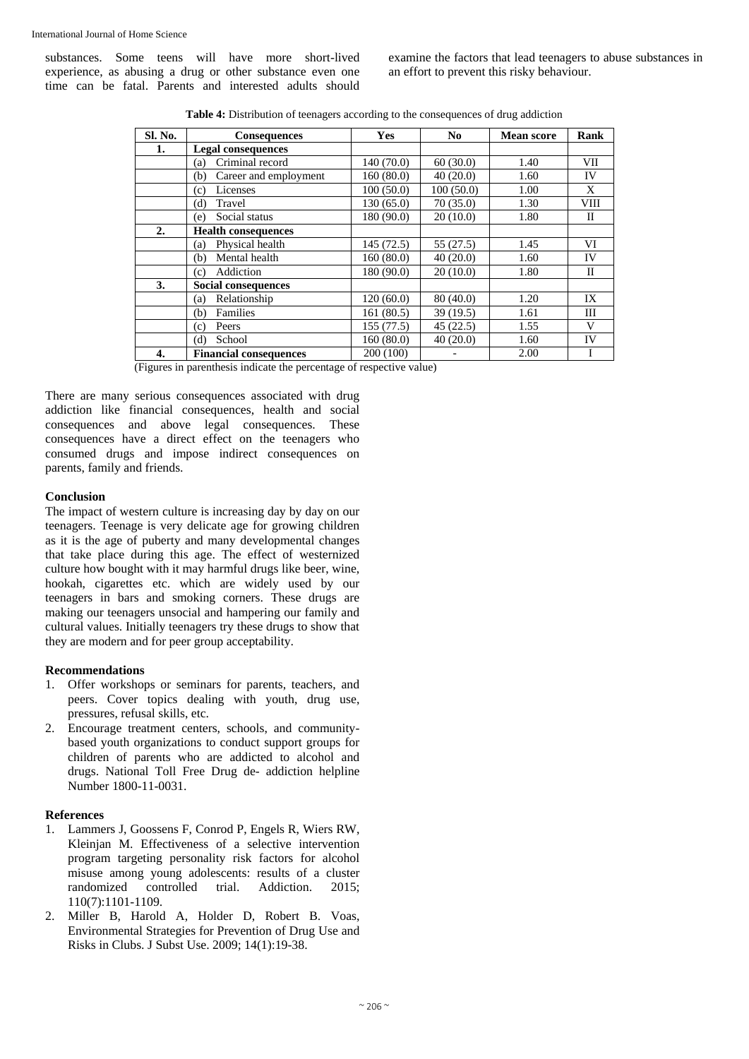substances. Some teens will have more short-lived experience, as abusing a drug or other substance even one time can be fatal. Parents and interested adults should examine the factors that lead teenagers to abuse substances in an effort to prevent this risky behaviour.

**Table 4:** Distribution of teenagers according to the consequences of drug addiction

| Sl. No. | Consequences | Yes | No | Mean score | Rank |
|---|---|---|---|---|---|
| **1.** | **Legal consequences** | | | | |
| | (a) Criminal record | 140 (70.0) | 60 (30.0) | 1.40 | VII |
| | (b) Career and employment | 160 (80.0) | 40 (20.0) | 1.60 | IV |
| | (c) Licenses | 100 (50.0) | 100 (50.0) | 1.00 | X |
| | (d) Travel | 130 (65.0) | 70 (35.0) | 1.30 | VIII |
| | (e) Social status | 180 (90.0) | 20 (10.0) | 1.80 | II |
| **2.** | **Health consequences** | | | | |
| | (a) Physical health | 145 (72.5) | 55 (27.5) | 1.45 | VI |
| | (b) Mental health | 160 (80.0) | 40 (20.0) | 1.60 | IV |
| | (c) Addiction | 180 (90.0) | 20 (10.0) | 1.80 | II |
| **3.** | **Social consequences** | | | | |
| | (a) Relationship | 120 (60.0) | 80 (40.0) | 1.20 | IX |
| | (b) Families | 161 (80.5) | 39 (19.5) | 1.61 | III |
| | (c) Peers | 155 (77.5) | 45 (22.5) | 1.55 | V |
| | (d) School | 160 (80.0) | 40 (20.0) | 1.60 | IV |
| **4.** | **Financial consequences** | 200 (100) | - | 2.00 | I |

(Figures in parenthesis indicate the percentage of respective value)

There are many serious consequences associated with drug addiction like financial consequences, health and social consequences and above legal consequences. These consequences have a direct effect on the teenagers who consumed drugs and impose indirect consequences on parents, family and friends.

## Conclusion

The impact of western culture is increasing day by day on our teenagers. Teenage is very delicate age for growing children as it is the age of puberty and many developmental changes that take place during this age. The effect of westernized culture how bought with it may harmful drugs like beer, wine, hookah, cigarettes etc. which are widely used by our teenagers in bars and smoking corners. These drugs are making our teenagers unsocial and hampering our family and cultural values. Initially teenagers try these drugs to show that they are modern and for peer group acceptability.

## Recommendations

1. Offer workshops or seminars for parents, teachers, and peers. Cover topics dealing with youth, drug use, pressures, refusal skills, etc.
2. Encourage treatment centers, schools, and community-based youth organizations to conduct support groups for children of parents who are addicted to alcohol and drugs. National Toll Free Drug de- addiction helpline Number 1800-11-0031.

## References

1. Lammers J, Goossens F, Conrod P, Engels R, Wiers RW, Kleinjan M. Effectiveness of a selective intervention program targeting personality risk factors for alcohol misuse among young adolescents: results of a cluster randomized controlled trial. Addiction. 2015; 110(7):1101-1109.
2. Miller B, Harold A, Holder D, Robert B. Voas, Environmental Strategies for Prevention of Drug Use and Risks in Clubs. J Subst Use. 2009; 14(1):19-38.